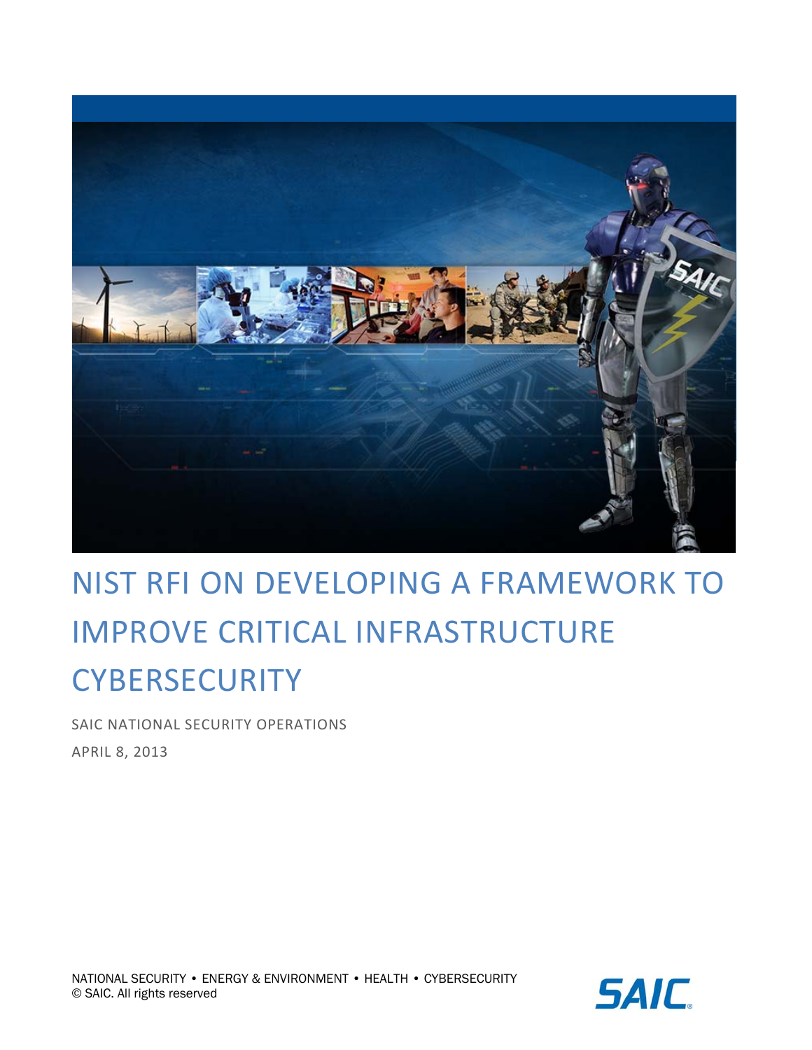# NIST RFI ON DEVELOPING A FRAMEWORK TO IMPROVE CRITICAL INFRASTRUCTURE CYBERSECURITY

SAIC NATIONAL SECURITY OPERATIONS

APRIL 8, 2013

NATIONAL SECURITY • ENERGY & ENVIRONMENT • HEALTH • CYBERSECURITY
© SAIC. All rights reserved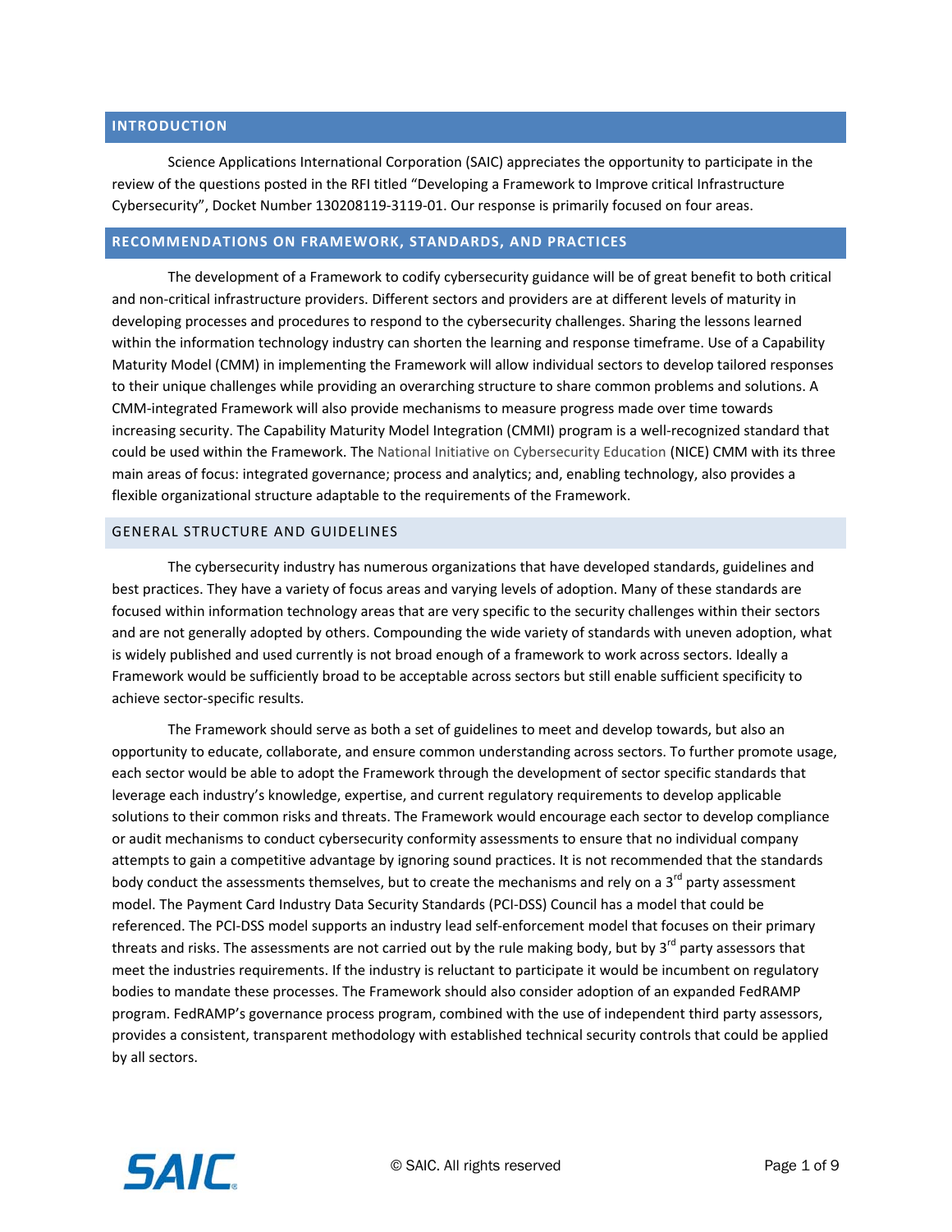## INTRODUCTION

Science Applications International Corporation (SAIC) appreciates the opportunity to participate in the review of the questions posted in the RFI titled "Developing a Framework to Improve critical Infrastructure Cybersecurity", Docket Number 130208119-3119-01. Our response is primarily focused on four areas.

## RECOMMENDATIONS ON FRAMEWORK, STANDARDS, AND PRACTICES

The development of a Framework to codify cybersecurity guidance will be of great benefit to both critical and non-critical infrastructure providers. Different sectors and providers are at different levels of maturity in developing processes and procedures to respond to the cybersecurity challenges. Sharing the lessons learned within the information technology industry can shorten the learning and response timeframe. Use of a Capability Maturity Model (CMM) in implementing the Framework will allow individual sectors to develop tailored responses to their unique challenges while providing an overarching structure to share common problems and solutions. A CMM-integrated Framework will also provide mechanisms to measure progress made over time towards increasing security. The Capability Maturity Model Integration (CMMI) program is a well-recognized standard that could be used within the Framework. The National Initiative on Cybersecurity Education (NICE) CMM with its three main areas of focus: integrated governance; process and analytics; and, enabling technology, also provides a flexible organizational structure adaptable to the requirements of the Framework.

### GENERAL STRUCTURE AND GUIDELINES

The cybersecurity industry has numerous organizations that have developed standards, guidelines and best practices. They have a variety of focus areas and varying levels of adoption. Many of these standards are focused within information technology areas that are very specific to the security challenges within their sectors and are not generally adopted by others. Compounding the wide variety of standards with uneven adoption, what is widely published and used currently is not broad enough of a framework to work across sectors. Ideally a Framework would be sufficiently broad to be acceptable across sectors but still enable sufficient specificity to achieve sector-specific results.

The Framework should serve as both a set of guidelines to meet and develop towards, but also an opportunity to educate, collaborate, and ensure common understanding across sectors. To further promote usage, each sector would be able to adopt the Framework through the development of sector specific standards that leverage each industry's knowledge, expertise, and current regulatory requirements to develop applicable solutions to their common risks and threats. The Framework would encourage each sector to develop compliance or audit mechanisms to conduct cybersecurity conformity assessments to ensure that no individual company attempts to gain a competitive advantage by ignoring sound practices. It is not recommended that the standards body conduct the assessments themselves, but to create the mechanisms and rely on a 3rd party assessment model. The Payment Card Industry Data Security Standards (PCI-DSS) Council has a model that could be referenced. The PCI-DSS model supports an industry lead self-enforcement model that focuses on their primary threats and risks. The assessments are not carried out by the rule making body, but by 3rd party assessors that meet the industries requirements. If the industry is reluctant to participate it would be incumbent on regulatory bodies to mandate these processes. The Framework should also consider adoption of an expanded FedRAMP program. FedRAMP's governance process program, combined with the use of independent third party assessors, provides a consistent, transparent methodology with established technical security controls that could be applied by all sectors.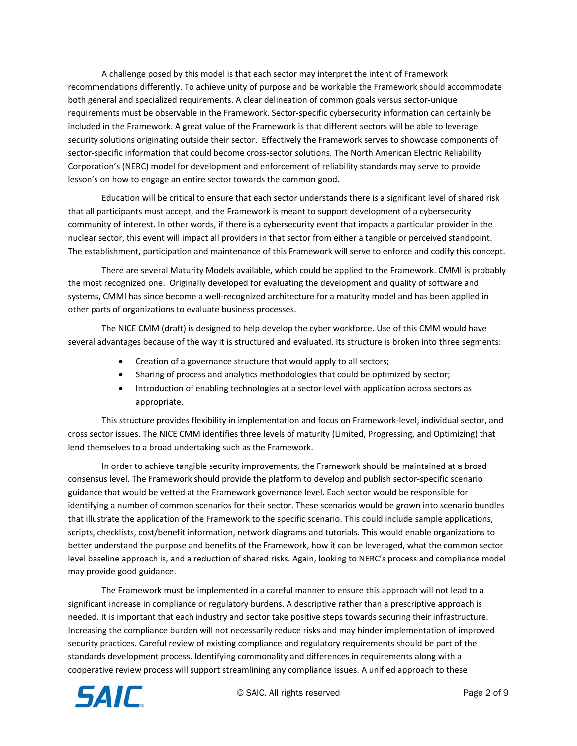A challenge posed by this model is that each sector may interpret the intent of Framework recommendations differently. To achieve unity of purpose and be workable the Framework should accommodate both general and specialized requirements. A clear delineation of common goals versus sector-unique requirements must be observable in the Framework. Sector-specific cybersecurity information can certainly be included in the Framework. A great value of the Framework is that different sectors will be able to leverage security solutions originating outside their sector. Effectively the Framework serves to showcase components of sector-specific information that could become cross-sector solutions. The North American Electric Reliability Corporation's (NERC) model for development and enforcement of reliability standards may serve to provide lesson's on how to engage an entire sector towards the common good.

Education will be critical to ensure that each sector understands there is a significant level of shared risk that all participants must accept, and the Framework is meant to support development of a cybersecurity community of interest. In other words, if there is a cybersecurity event that impacts a particular provider in the nuclear sector, this event will impact all providers in that sector from either a tangible or perceived standpoint. The establishment, participation and maintenance of this Framework will serve to enforce and codify this concept.

There are several Maturity Models available, which could be applied to the Framework. CMMI is probably the most recognized one. Originally developed for evaluating the development and quality of software and systems, CMMI has since become a well-recognized architecture for a maturity model and has been applied in other parts of organizations to evaluate business processes.

The NICE CMM (draft) is designed to help develop the cyber workforce. Use of this CMM would have several advantages because of the way it is structured and evaluated. Its structure is broken into three segments:

- Creation of a governance structure that would apply to all sectors;
- Sharing of process and analytics methodologies that could be optimized by sector;
- Introduction of enabling technologies at a sector level with application across sectors as appropriate.

This structure provides flexibility in implementation and focus on Framework-level, individual sector, and cross sector issues. The NICE CMM identifies three levels of maturity (Limited, Progressing, and Optimizing) that lend themselves to a broad undertaking such as the Framework.

In order to achieve tangible security improvements, the Framework should be maintained at a broad consensus level. The Framework should provide the platform to develop and publish sector-specific scenario guidance that would be vetted at the Framework governance level. Each sector would be responsible for identifying a number of common scenarios for their sector. These scenarios would be grown into scenario bundles that illustrate the application of the Framework to the specific scenario. This could include sample applications, scripts, checklists, cost/benefit information, network diagrams and tutorials. This would enable organizations to better understand the purpose and benefits of the Framework, how it can be leveraged, what the common sector level baseline approach is, and a reduction of shared risks. Again, looking to NERC's process and compliance model may provide good guidance.

The Framework must be implemented in a careful manner to ensure this approach will not lead to a significant increase in compliance or regulatory burdens. A descriptive rather than a prescriptive approach is needed. It is important that each industry and sector take positive steps towards securing their infrastructure. Increasing the compliance burden will not necessarily reduce risks and may hinder implementation of improved security practices. Careful review of existing compliance and regulatory requirements should be part of the standards development process. Identifying commonality and differences in requirements along with a cooperative review process will support streamlining any compliance issues. A unified approach to these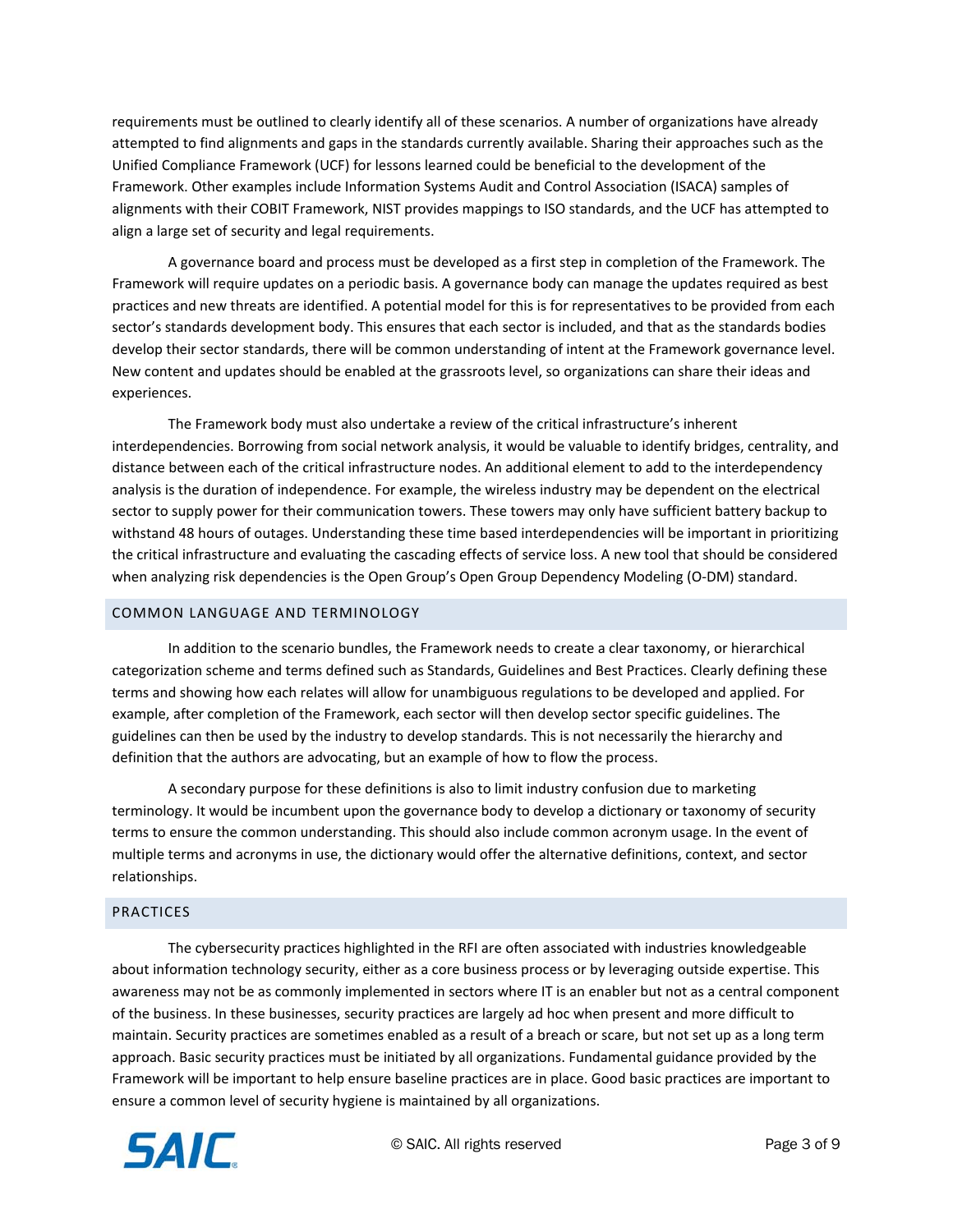requirements must be outlined to clearly identify all of these scenarios. A number of organizations have already attempted to find alignments and gaps in the standards currently available. Sharing their approaches such as the Unified Compliance Framework (UCF) for lessons learned could be beneficial to the development of the Framework. Other examples include Information Systems Audit and Control Association (ISACA) samples of alignments with their COBIT Framework, NIST provides mappings to ISO standards, and the UCF has attempted to align a large set of security and legal requirements.

A governance board and process must be developed as a first step in completion of the Framework. The Framework will require updates on a periodic basis. A governance body can manage the updates required as best practices and new threats are identified. A potential model for this is for representatives to be provided from each sector's standards development body. This ensures that each sector is included, and that as the standards bodies develop their sector standards, there will be common understanding of intent at the Framework governance level. New content and updates should be enabled at the grassroots level, so organizations can share their ideas and experiences.

The Framework body must also undertake a review of the critical infrastructure's inherent interdependencies. Borrowing from social network analysis, it would be valuable to identify bridges, centrality, and distance between each of the critical infrastructure nodes. An additional element to add to the interdependency analysis is the duration of independence. For example, the wireless industry may be dependent on the electrical sector to supply power for their communication towers. These towers may only have sufficient battery backup to withstand 48 hours of outages. Understanding these time based interdependencies will be important in prioritizing the critical infrastructure and evaluating the cascading effects of service loss. A new tool that should be considered when analyzing risk dependencies is the Open Group's Open Group Dependency Modeling (O-DM) standard.

## COMMON LANGUAGE AND TERMINOLOGY

In addition to the scenario bundles, the Framework needs to create a clear taxonomy, or hierarchical categorization scheme and terms defined such as Standards, Guidelines and Best Practices. Clearly defining these terms and showing how each relates will allow for unambiguous regulations to be developed and applied. For example, after completion of the Framework, each sector will then develop sector specific guidelines. The guidelines can then be used by the industry to develop standards. This is not necessarily the hierarchy and definition that the authors are advocating, but an example of how to flow the process.

A secondary purpose for these definitions is also to limit industry confusion due to marketing terminology. It would be incumbent upon the governance body to develop a dictionary or taxonomy of security terms to ensure the common understanding. This should also include common acronym usage. In the event of multiple terms and acronyms in use, the dictionary would offer the alternative definitions, context, and sector relationships.

## PRACTICES

The cybersecurity practices highlighted in the RFI are often associated with industries knowledgeable about information technology security, either as a core business process or by leveraging outside expertise. This awareness may not be as commonly implemented in sectors where IT is an enabler but not as a central component of the business. In these businesses, security practices are largely ad hoc when present and more difficult to maintain. Security practices are sometimes enabled as a result of a breach or scare, but not set up as a long term approach. Basic security practices must be initiated by all organizations. Fundamental guidance provided by the Framework will be important to help ensure baseline practices are in place. Good basic practices are important to ensure a common level of security hygiene is maintained by all organizations.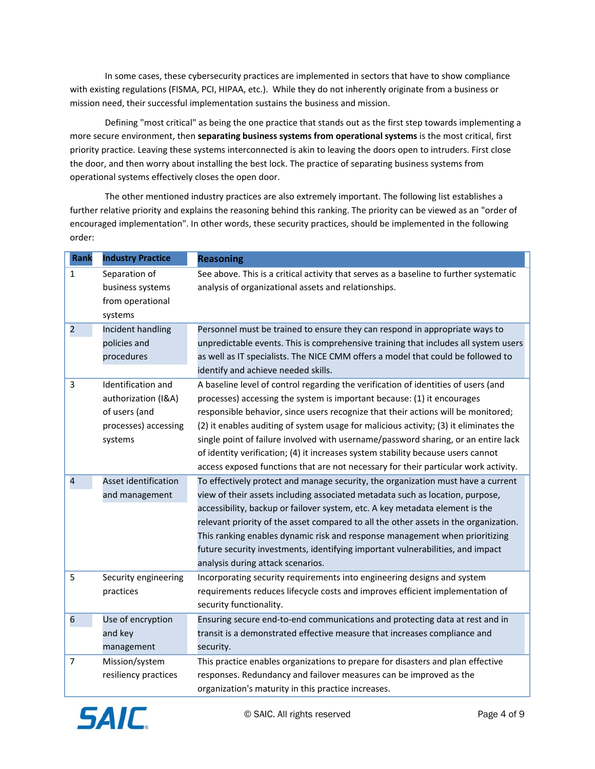In some cases, these cybersecurity practices are implemented in sectors that have to show compliance with existing regulations (FISMA, PCI, HIPAA, etc.). While they do not inherently originate from a business or mission need, their successful implementation sustains the business and mission.

Defining "most critical" as being the one practice that stands out as the first step towards implementing a more secure environment, then **separating business systems from operational systems** is the most critical, first priority practice. Leaving these systems interconnected is akin to leaving the doors open to intruders. First close the door, and then worry about installing the best lock. The practice of separating business systems from operational systems effectively closes the open door.

The other mentioned industry practices are also extremely important. The following list establishes a further relative priority and explains the reasoning behind this ranking. The priority can be viewed as an "order of encouraged implementation". In other words, these security practices, should be implemented in the following order:

| Rank | Industry Practice | Reasoning |
|---|---|---|
| 1 | Separation of business systems from operational systems | See above. This is a critical activity that serves as a baseline to further systematic analysis of organizational assets and relationships. |
| 2 | Incident handling policies and procedures | Personnel must be trained to ensure they can respond in appropriate ways to unpredictable events. This is comprehensive training that includes all system users as well as IT specialists. The NICE CMM offers a model that could be followed to identify and achieve needed skills. |
| 3 | Identification and authorization (I&A) of users (and processes) accessing systems | A baseline level of control regarding the verification of identities of users (and processes) accessing the system is important because: (1) it encourages responsible behavior, since users recognize that their actions will be monitored; (2) it enables auditing of system usage for malicious activity; (3) it eliminates the single point of failure involved with username/password sharing, or an entire lack of identity verification; (4) it increases system stability because users cannot access exposed functions that are not necessary for their particular work activity. |
| 4 | Asset identification and management | To effectively protect and manage security, the organization must have a current view of their assets including associated metadata such as location, purpose, accessibility, backup or failover system, etc. A key metadata element is the relevant priority of the asset compared to all the other assets in the organization. This ranking enables dynamic risk and response management when prioritizing future security investments, identifying important vulnerabilities, and impact analysis during attack scenarios. |
| 5 | Security engineering practices | Incorporating security requirements into engineering designs and system requirements reduces lifecycle costs and improves efficient implementation of security functionality. |
| 6 | Use of encryption and key management | Ensuring secure end-to-end communications and protecting data at rest and in transit is a demonstrated effective measure that increases compliance and security. |
| 7 | Mission/system resiliency practices | This practice enables organizations to prepare for disasters and plan effective responses. Redundancy and failover measures can be improved as the organization's maturity in this practice increases. |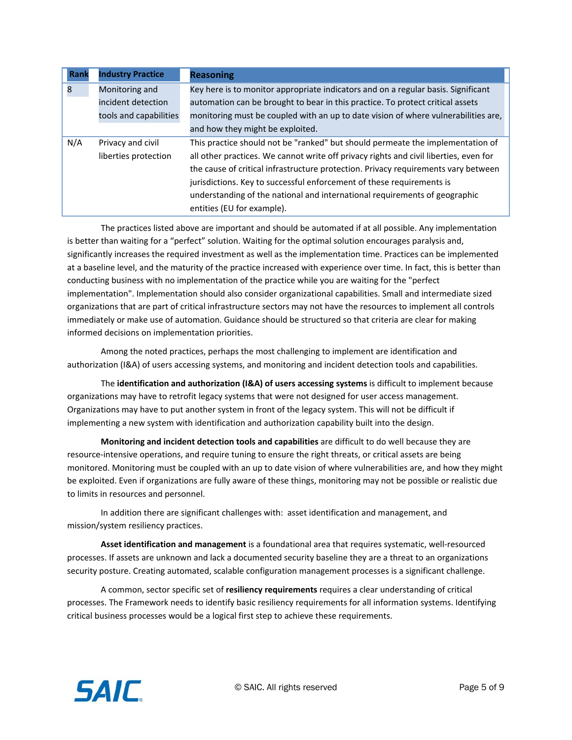| Rank | Industry Practice | Reasoning |
|---|---|---|
| 8 | Monitoring and incident detection tools and capabilities | Key here is to monitor appropriate indicators and on a regular basis. Significant automation can be brought to bear in this practice. To protect critical assets monitoring must be coupled with an up to date vision of where vulnerabilities are, and how they might be exploited. |
| N/A | Privacy and civil liberties protection | This practice should not be "ranked" but should permeate the implementation of all other practices. We cannot write off privacy rights and civil liberties, even for the cause of critical infrastructure protection. Privacy requirements vary between jurisdictions. Key to successful enforcement of these requirements is understanding of the national and international requirements of geographic entities (EU for example). |

The practices listed above are important and should be automated if at all possible. Any implementation is better than waiting for a “perfect” solution. Waiting for the optimal solution encourages paralysis and, significantly increases the required investment as well as the implementation time. Practices can be implemented at a baseline level, and the maturity of the practice increased with experience over time. In fact, this is better than conducting business with no implementation of the practice while you are waiting for the "perfect implementation". Implementation should also consider organizational capabilities. Small and intermediate sized organizations that are part of critical infrastructure sectors may not have the resources to implement all controls immediately or make use of automation. Guidance should be structured so that criteria are clear for making informed decisions on implementation priorities.

Among the noted practices, perhaps the most challenging to implement are identification and authorization (I&A) of users accessing systems, and monitoring and incident detection tools and capabilities.

The **identification and authorization (I&A) of users accessing systems** is difficult to implement because organizations may have to retrofit legacy systems that were not designed for user access management. Organizations may have to put another system in front of the legacy system. This will not be difficult if implementing a new system with identification and authorization capability built into the design.

**Monitoring and incident detection tools and capabilities** are difficult to do well because they are resource-intensive operations, and require tuning to ensure the right threats, or critical assets are being monitored. Monitoring must be coupled with an up to date vision of where vulnerabilities are, and how they might be exploited. Even if organizations are fully aware of these things, monitoring may not be possible or realistic due to limits in resources and personnel.

In addition there are significant challenges with: asset identification and management, and mission/system resiliency practices.

**Asset identification and management** is a foundational area that requires systematic, well-resourced processes. If assets are unknown and lack a documented security baseline they are a threat to an organizations security posture. Creating automated, scalable configuration management processes is a significant challenge.

A common, sector specific set of **resiliency requirements** requires a clear understanding of critical processes. The Framework needs to identify basic resiliency requirements for all information systems. Identifying critical business processes would be a logical first step to achieve these requirements.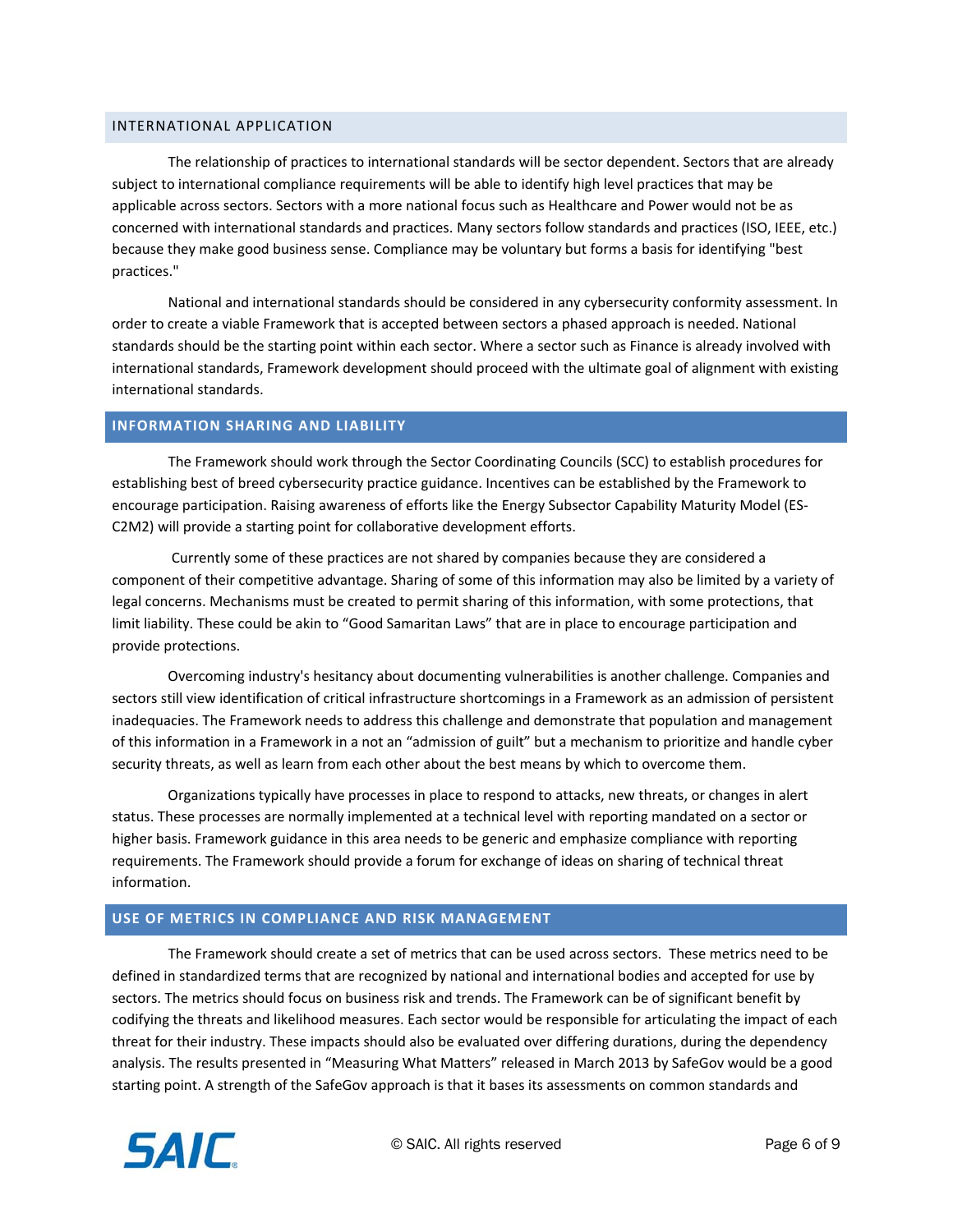## INTERNATIONAL APPLICATION

The relationship of practices to international standards will be sector dependent. Sectors that are already subject to international compliance requirements will be able to identify high level practices that may be applicable across sectors. Sectors with a more national focus such as Healthcare and Power would not be as concerned with international standards and practices. Many sectors follow standards and practices (ISO, IEEE, etc.) because they make good business sense. Compliance may be voluntary but forms a basis for identifying "best practices."

National and international standards should be considered in any cybersecurity conformity assessment. In order to create a viable Framework that is accepted between sectors a phased approach is needed. National standards should be the starting point within each sector. Where a sector such as Finance is already involved with international standards, Framework development should proceed with the ultimate goal of alignment with existing international standards.

## INFORMATION SHARING AND LIABILITY

The Framework should work through the Sector Coordinating Councils (SCC) to establish procedures for establishing best of breed cybersecurity practice guidance. Incentives can be established by the Framework to encourage participation. Raising awareness of efforts like the Energy Subsector Capability Maturity Model (ES-C2M2) will provide a starting point for collaborative development efforts.

Currently some of these practices are not shared by companies because they are considered a component of their competitive advantage. Sharing of some of this information may also be limited by a variety of legal concerns. Mechanisms must be created to permit sharing of this information, with some protections, that limit liability. These could be akin to “Good Samaritan Laws” that are in place to encourage participation and provide protections.

Overcoming industry's hesitancy about documenting vulnerabilities is another challenge. Companies and sectors still view identification of critical infrastructure shortcomings in a Framework as an admission of persistent inadequacies. The Framework needs to address this challenge and demonstrate that population and management of this information in a Framework in a not an “admission of guilt” but a mechanism to prioritize and handle cyber security threats, as well as learn from each other about the best means by which to overcome them.

Organizations typically have processes in place to respond to attacks, new threats, or changes in alert status. These processes are normally implemented at a technical level with reporting mandated on a sector or higher basis. Framework guidance in this area needs to be generic and emphasize compliance with reporting requirements. The Framework should provide a forum for exchange of ideas on sharing of technical threat information.

## USE OF METRICS IN COMPLIANCE AND RISK MANAGEMENT

The Framework should create a set of metrics that can be used across sectors. These metrics need to be defined in standardized terms that are recognized by national and international bodies and accepted for use by sectors. The metrics should focus on business risk and trends. The Framework can be of significant benefit by codifying the threats and likelihood measures. Each sector would be responsible for articulating the impact of each threat for their industry. These impacts should also be evaluated over differing durations, during the dependency analysis. The results presented in “Measuring What Matters” released in March 2013 by SafeGov would be a good starting point. A strength of the SafeGov approach is that it bases its assessments on common standards and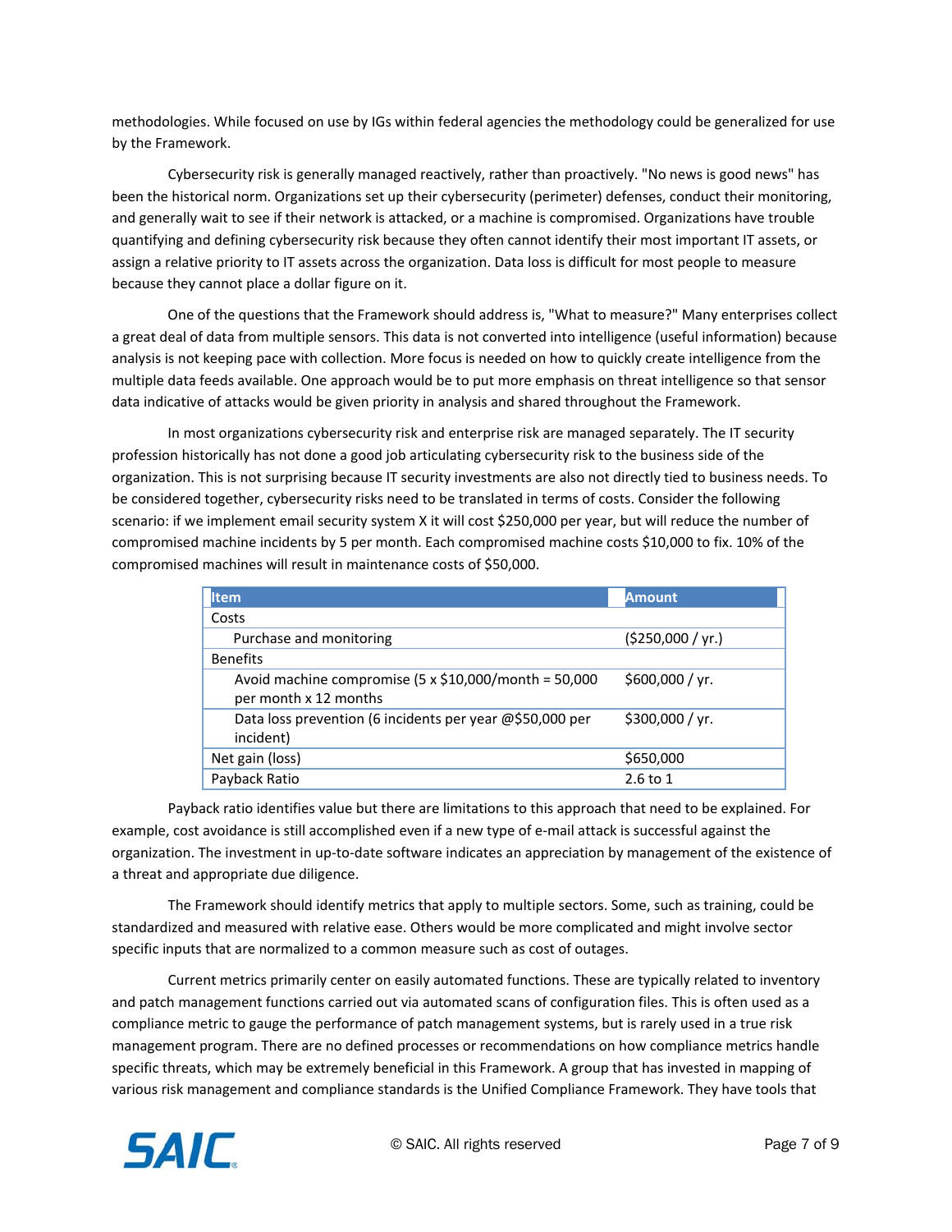methodologies. While focused on use by IGs within federal agencies the methodology could be generalized for use by the Framework.

Cybersecurity risk is generally managed reactively, rather than proactively. "No news is good news" has been the historical norm. Organizations set up their cybersecurity (perimeter) defenses, conduct their monitoring, and generally wait to see if their network is attacked, or a machine is compromised. Organizations have trouble quantifying and defining cybersecurity risk because they often cannot identify their most important IT assets, or assign a relative priority to IT assets across the organization. Data loss is difficult for most people to measure because they cannot place a dollar figure on it.

One of the questions that the Framework should address is, "What to measure?" Many enterprises collect a great deal of data from multiple sensors. This data is not converted into intelligence (useful information) because analysis is not keeping pace with collection. More focus is needed on how to quickly create intelligence from the multiple data feeds available. One approach would be to put more emphasis on threat intelligence so that sensor data indicative of attacks would be given priority in analysis and shared throughout the Framework.

In most organizations cybersecurity risk and enterprise risk are managed separately. The IT security profession historically has not done a good job articulating cybersecurity risk to the business side of the organization. This is not surprising because IT security investments are also not directly tied to business needs. To be considered together, cybersecurity risks need to be translated in terms of costs. Consider the following scenario: if we implement email security system X it will cost $250,000 per year, but will reduce the number of compromised machine incidents by 5 per month. Each compromised machine costs $10,000 to fix. 10% of the compromised machines will result in maintenance costs of $50,000.

| Item | Amount |
|---|---|
| Costs | |
| Purchase and monitoring | ($250,000 / yr.) |
| Benefits | |
| Avoid machine compromise (5 x $10,000/month = 50,000 per month x 12 months | $600,000 / yr. |
| Data loss prevention (6 incidents per year @$50,000 per incident) | $300,000 / yr. |
| Net gain (loss) | $650,000 |
| Payback Ratio | 2.6 to 1 |

Payback ratio identifies value but there are limitations to this approach that need to be explained. For example, cost avoidance is still accomplished even if a new type of e-mail attack is successful against the organization. The investment in up-to-date software indicates an appreciation by management of the existence of a threat and appropriate due diligence.

The Framework should identify metrics that apply to multiple sectors. Some, such as training, could be standardized and measured with relative ease. Others would be more complicated and might involve sector specific inputs that are normalized to a common measure such as cost of outages.

Current metrics primarily center on easily automated functions. These are typically related to inventory and patch management functions carried out via automated scans of configuration files. This is often used as a compliance metric to gauge the performance of patch management systems, but is rarely used in a true risk management program. There are no defined processes or recommendations on how compliance metrics handle specific threats, which may be extremely beneficial in this Framework. A group that has invested in mapping of various risk management and compliance standards is the Unified Compliance Framework. They have tools that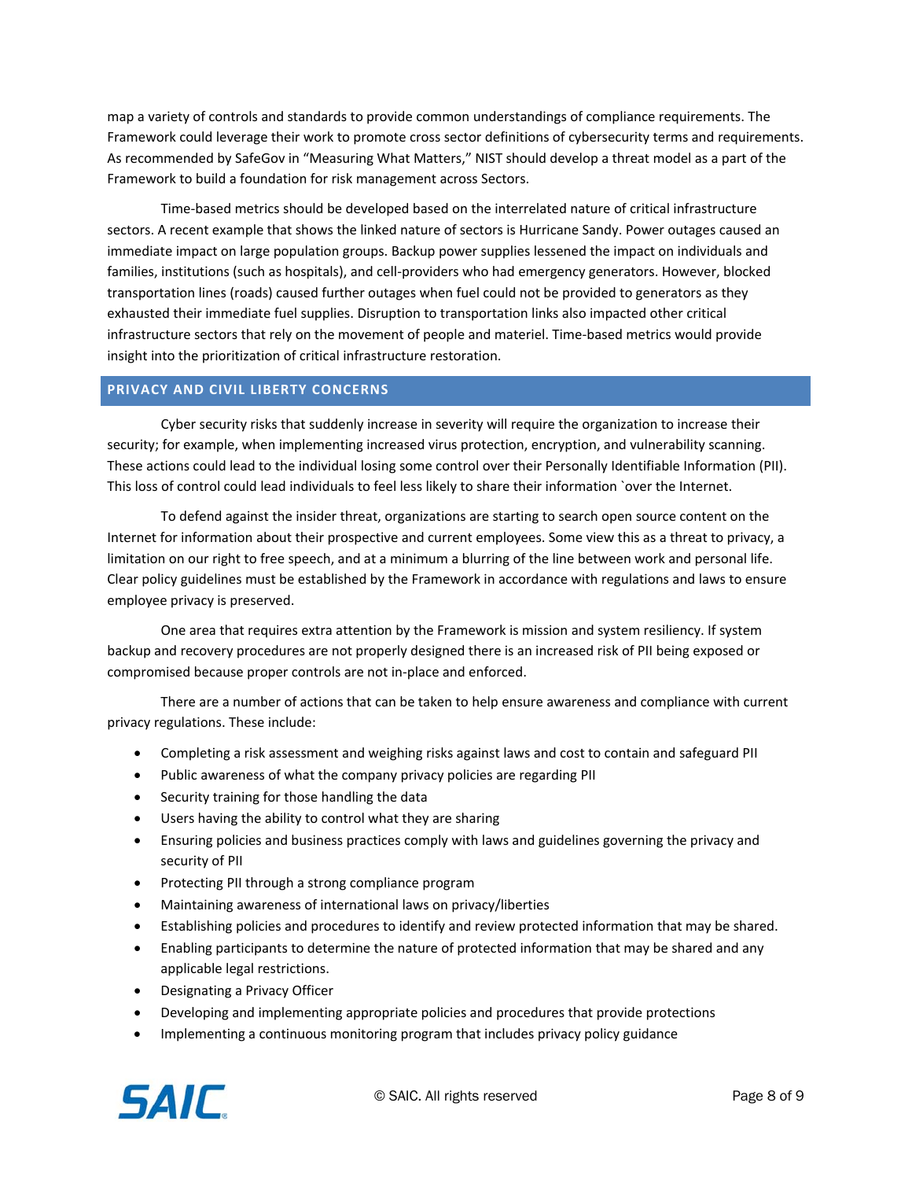map a variety of controls and standards to provide common understandings of compliance requirements. The Framework could leverage their work to promote cross sector definitions of cybersecurity terms and requirements. As recommended by SafeGov in "Measuring What Matters," NIST should develop a threat model as a part of the Framework to build a foundation for risk management across Sectors.

Time-based metrics should be developed based on the interrelated nature of critical infrastructure sectors. A recent example that shows the linked nature of sectors is Hurricane Sandy. Power outages caused an immediate impact on large population groups. Backup power supplies lessened the impact on individuals and families, institutions (such as hospitals), and cell-providers who had emergency generators. However, blocked transportation lines (roads) caused further outages when fuel could not be provided to generators as they exhausted their immediate fuel supplies. Disruption to transportation links also impacted other critical infrastructure sectors that rely on the movement of people and materiel. Time-based metrics would provide insight into the prioritization of critical infrastructure restoration.

## PRIVACY AND CIVIL LIBERTY CONCERNS

Cyber security risks that suddenly increase in severity will require the organization to increase their security; for example, when implementing increased virus protection, encryption, and vulnerability scanning. These actions could lead to the individual losing some control over their Personally Identifiable Information (PII). This loss of control could lead individuals to feel less likely to share their information `over the Internet.

To defend against the insider threat, organizations are starting to search open source content on the Internet for information about their prospective and current employees. Some view this as a threat to privacy, a limitation on our right to free speech, and at a minimum a blurring of the line between work and personal life. Clear policy guidelines must be established by the Framework in accordance with regulations and laws to ensure employee privacy is preserved.

One area that requires extra attention by the Framework is mission and system resiliency. If system backup and recovery procedures are not properly designed there is an increased risk of PII being exposed or compromised because proper controls are not in-place and enforced.

There are a number of actions that can be taken to help ensure awareness and compliance with current privacy regulations. These include:

- Completing a risk assessment and weighing risks against laws and cost to contain and safeguard PII
- Public awareness of what the company privacy policies are regarding PII
- Security training for those handling the data
- Users having the ability to control what they are sharing
- Ensuring policies and business practices comply with laws and guidelines governing the privacy and security of PII
- Protecting PII through a strong compliance program
- Maintaining awareness of international laws on privacy/liberties
- Establishing policies and procedures to identify and review protected information that may be shared.
- Enabling participants to determine the nature of protected information that may be shared and any applicable legal restrictions.
- Designating a Privacy Officer
- Developing and implementing appropriate policies and procedures that provide protections
- Implementing a continuous monitoring program that includes privacy policy guidance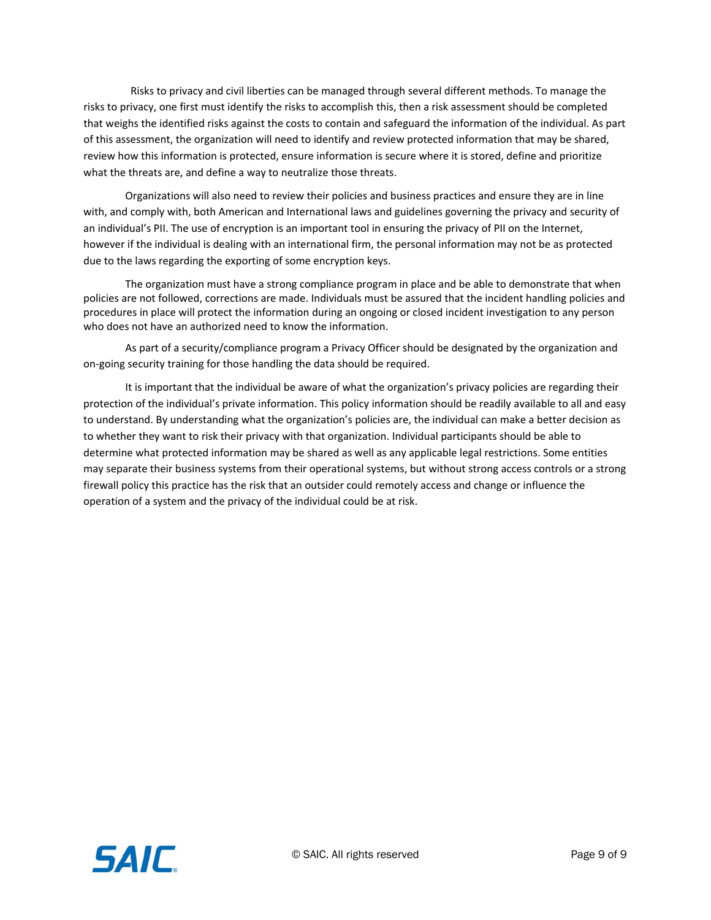Risks to privacy and civil liberties can be managed through several different methods. To manage the risks to privacy, one first must identify the risks to accomplish this, then a risk assessment should be completed that weighs the identified risks against the costs to contain and safeguard the information of the individual. As part of this assessment, the organization will need to identify and review protected information that may be shared, review how this information is protected, ensure information is secure where it is stored, define and prioritize what the threats are, and define a way to neutralize those threats.

Organizations will also need to review their policies and business practices and ensure they are in line with, and comply with, both American and International laws and guidelines governing the privacy and security of an individual's PII. The use of encryption is an important tool in ensuring the privacy of PII on the Internet, however if the individual is dealing with an international firm, the personal information may not be as protected due to the laws regarding the exporting of some encryption keys.

The organization must have a strong compliance program in place and be able to demonstrate that when policies are not followed, corrections are made. Individuals must be assured that the incident handling policies and procedures in place will protect the information during an ongoing or closed incident investigation to any person who does not have an authorized need to know the information.

As part of a security/compliance program a Privacy Officer should be designated by the organization and on-going security training for those handling the data should be required.

It is important that the individual be aware of what the organization's privacy policies are regarding their protection of the individual's private information. This policy information should be readily available to all and easy to understand. By understanding what the organization's policies are, the individual can make a better decision as to whether they want to risk their privacy with that organization. Individual participants should be able to determine what protected information may be shared as well as any applicable legal restrictions. Some entities may separate their business systems from their operational systems, but without strong access controls or a strong firewall policy this practice has the risk that an outsider could remotely access and change or influence the operation of a system and the privacy of the individual could be at risk.